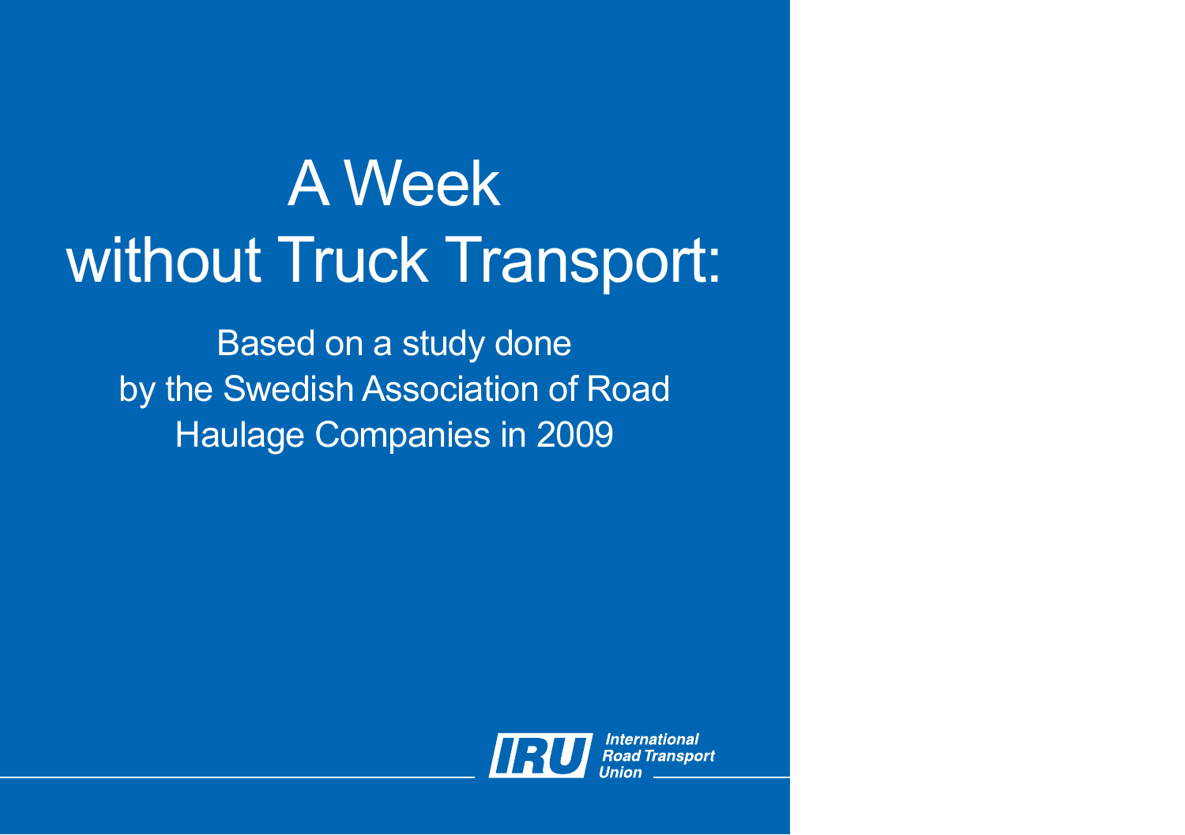# A Week without Truck Transport:

Based on a study done by the Swedish Association of Road Haulage Companies in 2009

International Road Transport Union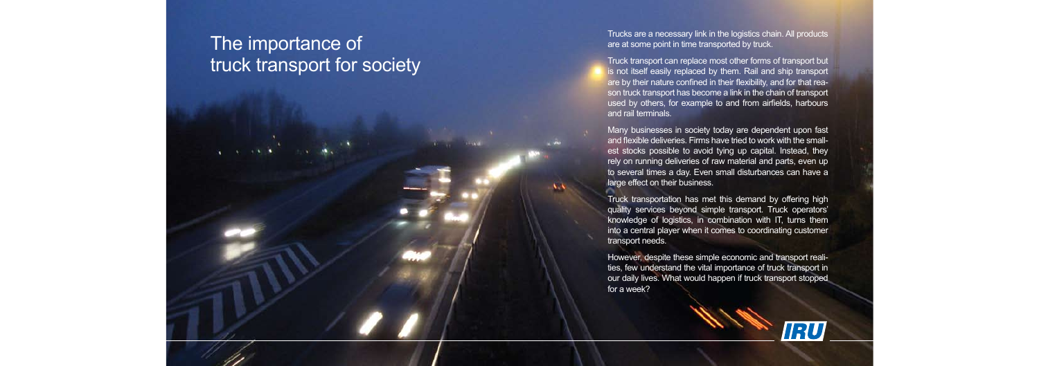# The importance of truck transport for society

Trucks are a necessary link in the logistics chain. All products are at some point in time transported by truck.

Truck transport can replace most other forms of transport but is not itself easily replaced by them. Rail and ship transport are by their nature confined in their flexibility, and for that reason truck transport has become a link in the chain of transport used by others, for example to and from airfields, harbours and rail terminals.

Many businesses in society today are dependent upon fast and flexible deliveries. Firms have tried to work with the smallest stocks possible to avoid tying up capital. Instead, they rely on running deliveries of raw material and parts, even up to several times a day. Even small disturbances can have a large effect on their business.

Truck transportation has met this demand by offering high quality services beyond simple transport. Truck operators' knowledge of logistics, in combination with IT, turns them into a central player when it comes to coordinating customer transport needs.

However, despite these simple economic and transport realities, few understand the vital importance of truck transport in our daily lives. What would happen if truck transport stopped for a week?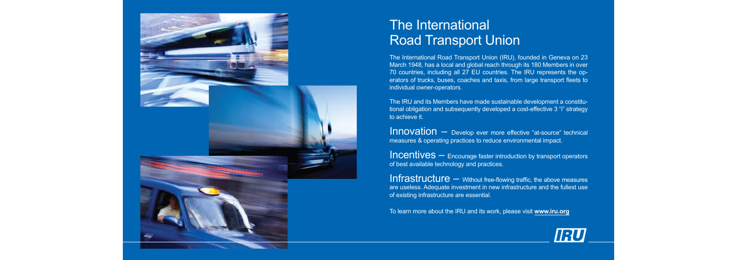# The International Road Transport Union

The International Road Transport Union (IRU), founded in Geneva on 23 March 1948, has a local and global reach through its 180 Members in over 70 countries, including all 27 EU countries. The IRU represents the operators of trucks, buses, coaches and taxis, from large transport fleets to individual owner-operators.

The IRU and its Members have made sustainable development a constitutional obligation and subsequently developed a cost-effective 3 "i" strategy to achieve it.

Innovation – Develop ever more effective "at-source" technical measures & operating practices to reduce environmental impact.

Incentives – Encourage faster introduction by transport operators of best available technology and practices.

Infrastructure – Without free-flowing traffic, the above measures are useless. Adequate investment in new infrastructure and the fullest use of existing infrastructure are essential.

To learn more about the IRU and its work, please visit **www.iru.org**

IRU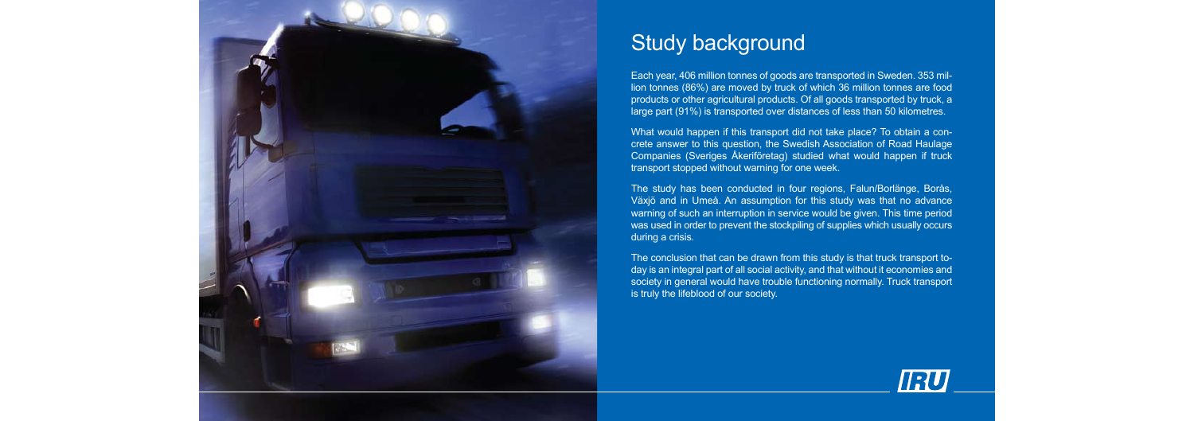## Study background

Each year, 406 million tonnes of goods are transported in Sweden. 353 million tonnes (86%) are moved by truck of which 36 million tonnes are food products or other agricultural products. Of all goods transported by truck, a large part (91%) is transported over distances of less than 50 kilometres.

What would happen if this transport did not take place? To obtain a concrete answer to this question, the Swedish Association of Road Haulage Companies (Sveriges Åkeriföretag) studied what would happen if truck transport stopped without warning for one week.

The study has been conducted in four regions, Falun/Borlänge, Borås, Växjö and in Umeå. An assumption for this study was that no advance warning of such an interruption in service would be given. This time period was used in order to prevent the stockpiling of supplies which usually occurs during a crisis.

The conclusion that can be drawn from this study is that truck transport today is an integral part of all social activity, and that without it economies and society in general would have trouble functioning normally. Truck transport is truly the lifeblood of our society.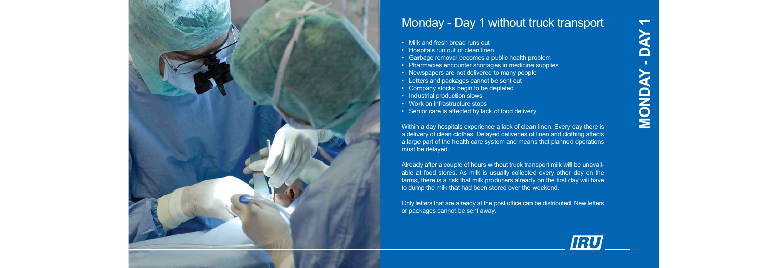## Monday - Day 1 without truck transport

- Milk and fresh bread runs out
- Hospitals run out of clean linen
- Garbage removal becomes a public health problem
- Pharmacies encounter shortages in medicine supplies
- Newspapers are not delivered to many people
- Letters and packages cannot be sent out
- Company stocks begin to be depleted
- Industrial production slows
- Work on infrastructure stops
- Senior care is affected by lack of food delivery

Within a day hospitals experience a lack of clean linen. Every day there is a delivery of clean clothes. Delayed deliveries of linen and clothing affects a large part of the health care system and means that planned operations must be delayed.

Already after a couple of hours without truck transport milk will be unavailable at food stores. As milk is usually collected every other day on the farms, there is a risk that milk producers already on the first day will have to dump the milk that had been stored over the weekend.

Only letters that are already at the post office can be distributed. New letters or packages cannot be sent away.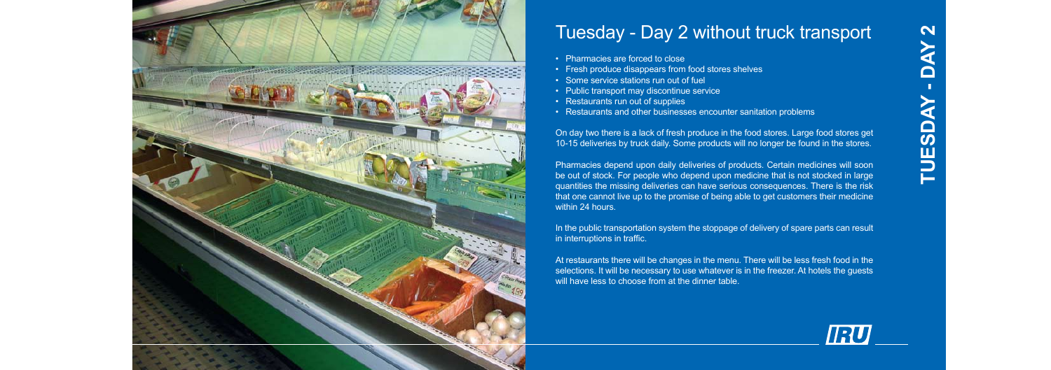# Tuesday - Day 2 without truck transport

- Pharmacies are forced to close
- Fresh produce disappears from food stores shelves
- Some service stations run out of fuel
- Public transport may discontinue service
- Restaurants run out of supplies
- Restaurants and other businesses encounter sanitation problems

On day two there is a lack of fresh produce in the food stores. Large food stores get 10-15 deliveries by truck daily. Some products will no longer be found in the stores.

Pharmacies depend upon daily deliveries of products. Certain medicines will soon be out of stock. For people who depend upon medicine that is not stocked in large quantities the missing deliveries can have serious consequences. There is the risk that one cannot live up to the promise of being able to get customers their medicine within 24 hours.

In the public transportation system the stoppage of delivery of spare parts can result in interruptions in traffic.

At restaurants there will be changes in the menu. There will be less fresh food in the selections. It will be necessary to use whatever is in the freezer. At hotels the guests will have less to choose from at the dinner table.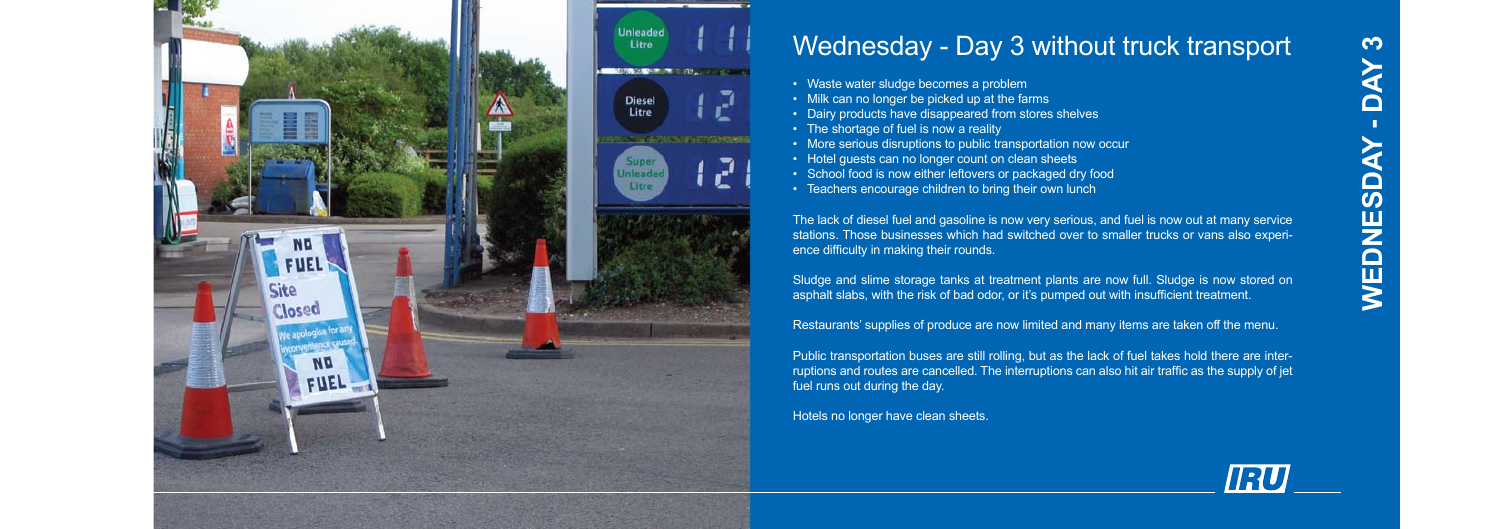# Wednesday - Day 3 without truck transport

- Waste water sludge becomes a problem
- Milk can no longer be picked up at the farms
- Dairy products have disappeared from stores shelves
- The shortage of fuel is now a reality
- More serious disruptions to public transportation now occur
- Hotel guests can no longer count on clean sheets
- School food is now either leftovers or packaged dry food
- Teachers encourage children to bring their own lunch

The lack of diesel fuel and gasoline is now very serious, and fuel is now out at many service stations. Those businesses which had switched over to smaller trucks or vans also experience difficulty in making their rounds.

Sludge and slime storage tanks at treatment plants are now full. Sludge is now stored on asphalt slabs, with the risk of bad odor, or it's pumped out with insufficient treatment.

Restaurants' supplies of produce are now limited and many items are taken off the menu.

Public transportation buses are still rolling, but as the lack of fuel takes hold there are interruptions and routes are cancelled. The interruptions can also hit air traffic as the supply of jet fuel runs out during the day.

Hotels no longer have clean sheets.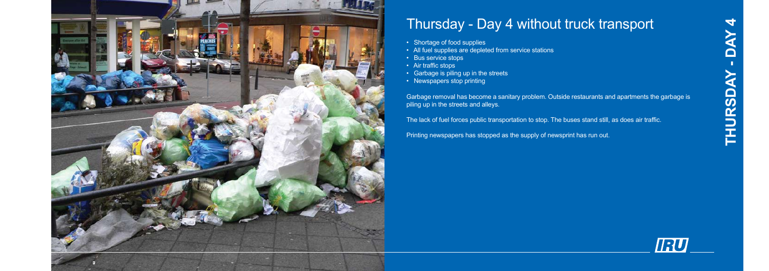# Thursday - Day 4 without truck transport

- Shortage of food supplies
- All fuel supplies are depleted from service stations
- Bus service stops
- Air traffic stops
- Garbage is piling up in the streets
- Newspapers stop printing

Garbage removal has become a sanitary problem. Outside restaurants and apartments the garbage is piling up in the streets and alleys.

The lack of fuel forces public transportation to stop. The buses stand still, as does air traffic.

Printing newspapers has stopped as the supply of newsprint has run out.

THURSDAY - DAY 4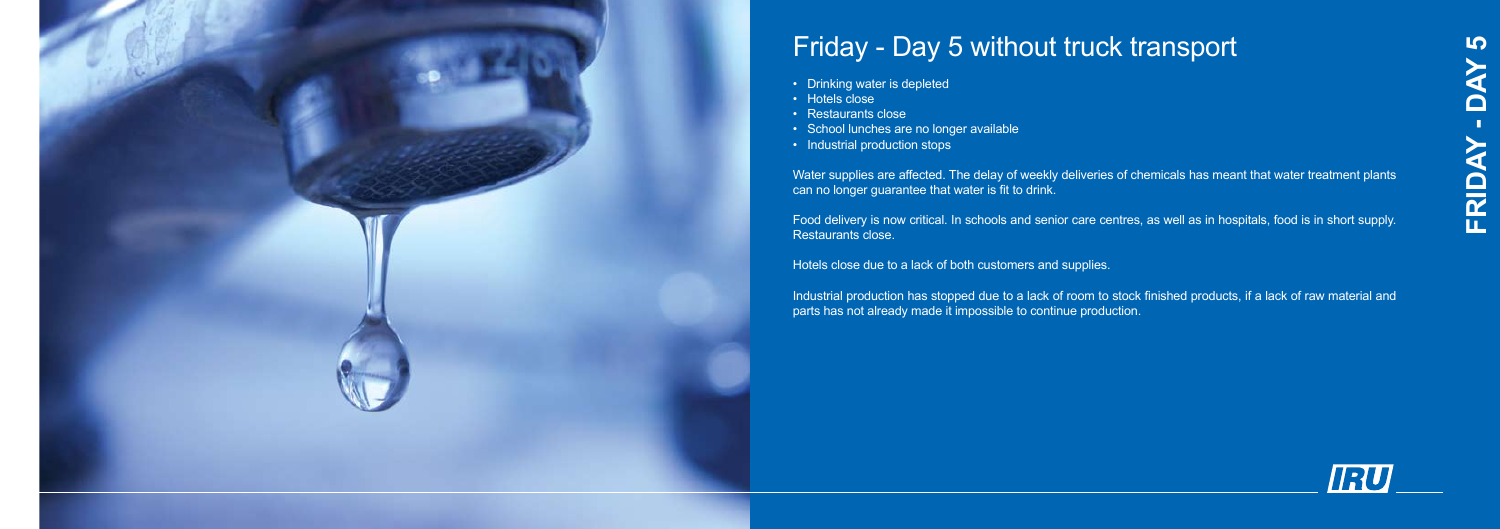# Friday - Day 5 without truck transport

- Drinking water is depleted
- Hotels close
- Restaurants close
- School lunches are no longer available
- Industrial production stops

Water supplies are affected. The delay of weekly deliveries of chemicals has meant that water treatment plants can no longer guarantee that water is fit to drink.

Food delivery is now critical. In schools and senior care centres, as well as in hospitals, food is in short supply. Restaurants close.

Hotels close due to a lack of both customers and supplies.

Industrial production has stopped due to a lack of room to stock finished products, if a lack of raw material and parts has not already made it impossible to continue production.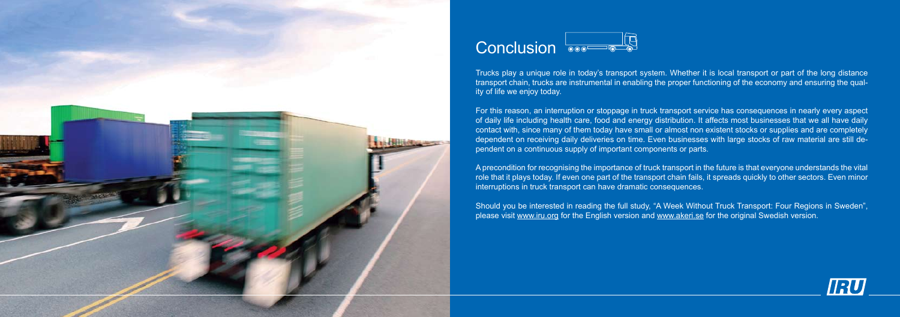# Conclusion

Trucks play a unique role in today's transport system. Whether it is local transport or part of the long distance transport chain, trucks are instrumental in enabling the proper functioning of the economy and ensuring the quality of life we enjoy today.

For this reason, an interruption or stoppage in truck transport service has consequences in nearly every aspect of daily life including health care, food and energy distribution. It affects most businesses that we all have daily contact with, since many of them today have small or almost non existent stocks or supplies and are completely dependent on receiving daily deliveries on time. Even businesses with large stocks of raw material are still dependent on a continuous supply of important components or parts.

A precondition for recognising the importance of truck transport in the future is that everyone understands the vital role that it plays today. If even one part of the transport chain fails, it spreads quickly to other sectors. Even minor interruptions in truck transport can have dramatic consequences.

Should you be interested in reading the full study, "A Week Without Truck Transport: Four Regions in Sweden", please visit www.iru.org for the English version and www.akeri.se for the original Swedish version.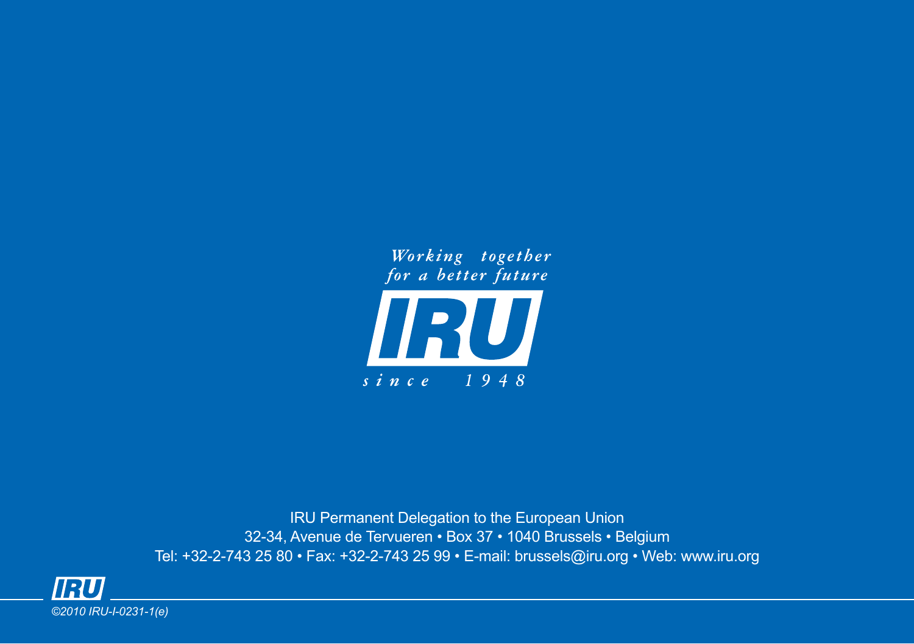*Working together*
*for a better future*

IRU

*since 1948*

IRU Permanent Delegation to the European Union
32-34, Avenue de Tervueren • Box 37 • 1040 Brussels • Belgium
Tel: +32-2-743 25 80 • Fax: +32-2-743 25 99 • E-mail: brussels@iru.org • Web: www.iru.org

IRU

*©2010 IRU-I-0231-1(e)*